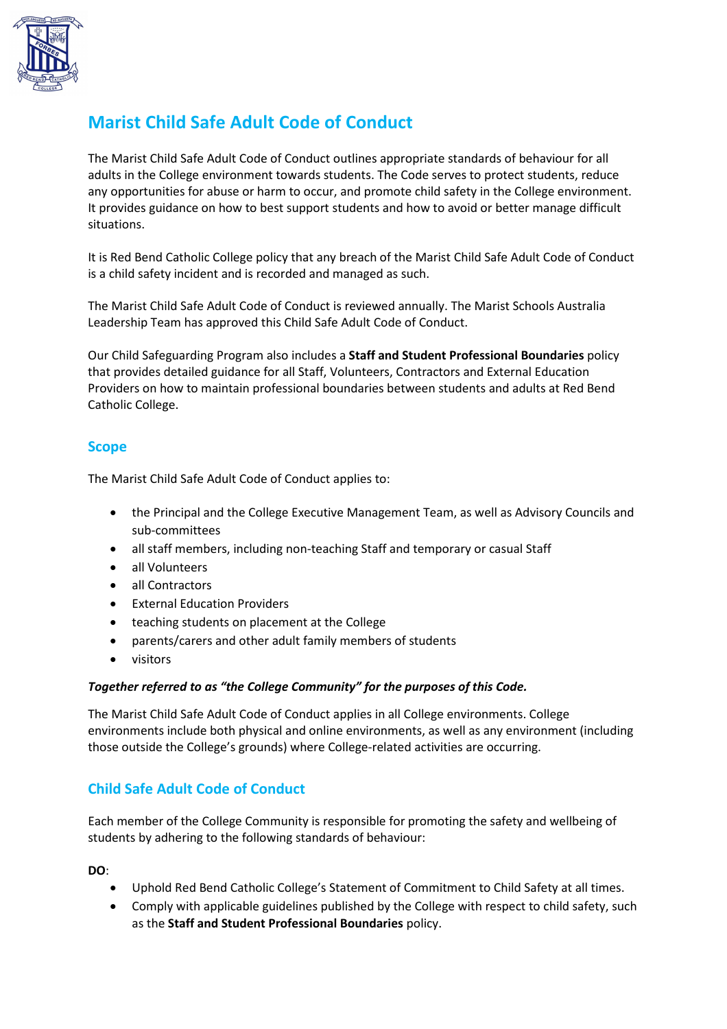# Marist Child Safe Adult Code of Conduct

The Marist Child Safe Adult Code of Conduct outlines appropriate standards of behaviour for all adults in the College environment towards students. The Code serves to protect students, reduce any opportunities for abuse or harm to occur, and promote child safety in the College environment. It provides guidance on how to best support students and how to avoid or better manage difficult situations.

It is Red Bend Catholic College policy that any breach of the Marist Child Safe Adult Code of Conduct is a child safety incident and is recorded and managed as such.

The Marist Child Safe Adult Code of Conduct is reviewed annually. The Marist Schools Australia Leadership Team has approved this Child Safe Adult Code of Conduct.

Our Child Safeguarding Program also includes a **Staff and Student Professional Boundaries** policy that provides detailed guidance for all Staff, Volunteers, Contractors and External Education Providers on how to maintain professional boundaries between students and adults at Red Bend Catholic College.

## Scope

The Marist Child Safe Adult Code of Conduct applies to:

- the Principal and the College Executive Management Team, as well as Advisory Councils and sub-committees
- all staff members, including non-teaching Staff and temporary or casual Staff
- all Volunteers
- all Contractors
- External Education Providers
- teaching students on placement at the College
- parents/carers and other adult family members of students
- visitors

***Together referred to as "the College Community" for the purposes of this Code.***

The Marist Child Safe Adult Code of Conduct applies in all College environments. College environments include both physical and online environments, as well as any environment (including those outside the College's grounds) where College-related activities are occurring.

## Child Safe Adult Code of Conduct

Each member of the College Community is responsible for promoting the safety and wellbeing of students by adhering to the following standards of behaviour:

**DO**:

- Uphold Red Bend Catholic College's Statement of Commitment to Child Safety at all times.
- Comply with applicable guidelines published by the College with respect to child safety, such as the **Staff and Student Professional Boundaries** policy.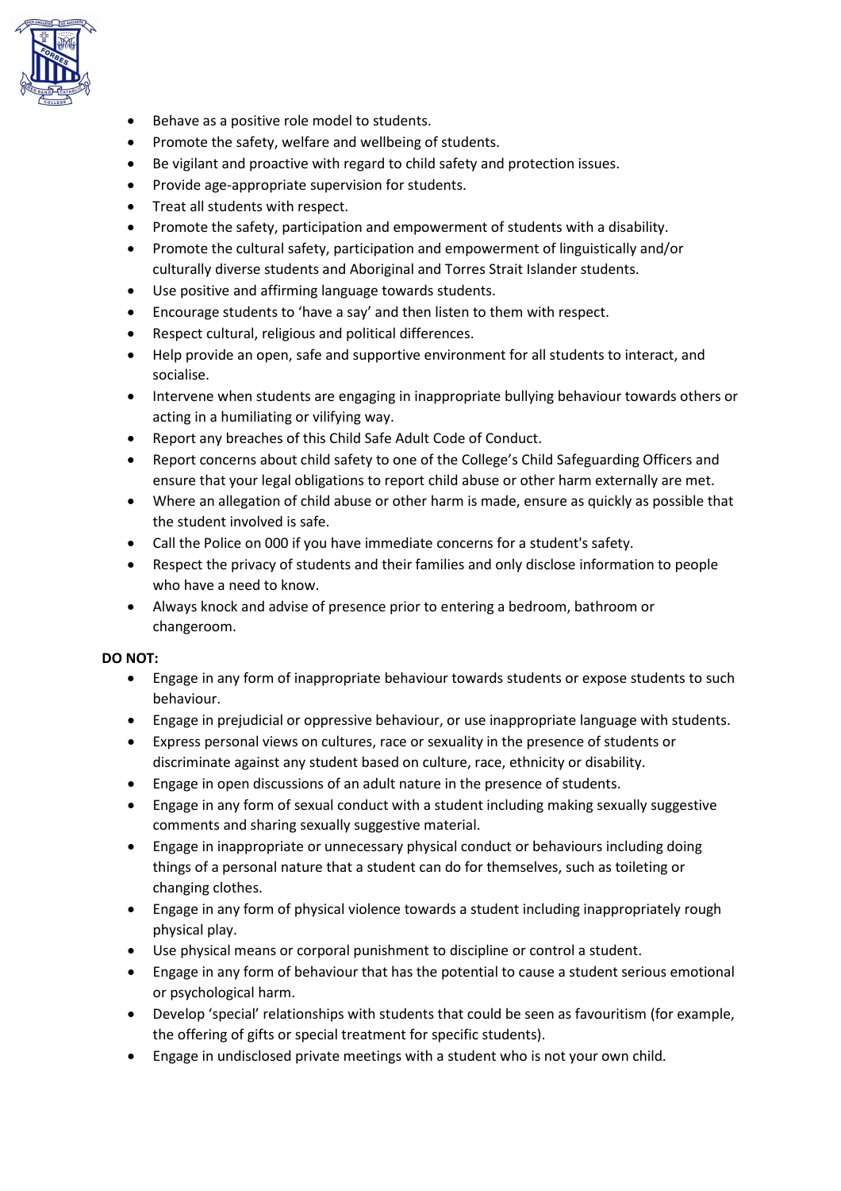- Behave as a positive role model to students.
- Promote the safety, welfare and wellbeing of students.
- Be vigilant and proactive with regard to child safety and protection issues.
- Provide age-appropriate supervision for students.
- Treat all students with respect.
- Promote the safety, participation and empowerment of students with a disability.
- Promote the cultural safety, participation and empowerment of linguistically and/or culturally diverse students and Aboriginal and Torres Strait Islander students.
- Use positive and affirming language towards students.
- Encourage students to 'have a say' and then listen to them with respect.
- Respect cultural, religious and political differences.
- Help provide an open, safe and supportive environment for all students to interact, and socialise.
- Intervene when students are engaging in inappropriate bullying behaviour towards others or acting in a humiliating or vilifying way.
- Report any breaches of this Child Safe Adult Code of Conduct.
- Report concerns about child safety to one of the College's Child Safeguarding Officers and ensure that your legal obligations to report child abuse or other harm externally are met.
- Where an allegation of child abuse or other harm is made, ensure as quickly as possible that the student involved is safe.
- Call the Police on 000 if you have immediate concerns for a student's safety.
- Respect the privacy of students and their families and only disclose information to people who have a need to know.
- Always knock and advise of presence prior to entering a bedroom, bathroom or changeroom.

**DO NOT:**

- Engage in any form of inappropriate behaviour towards students or expose students to such behaviour.
- Engage in prejudicial or oppressive behaviour, or use inappropriate language with students.
- Express personal views on cultures, race or sexuality in the presence of students or discriminate against any student based on culture, race, ethnicity or disability.
- Engage in open discussions of an adult nature in the presence of students.
- Engage in any form of sexual conduct with a student including making sexually suggestive comments and sharing sexually suggestive material.
- Engage in inappropriate or unnecessary physical conduct or behaviours including doing things of a personal nature that a student can do for themselves, such as toileting or changing clothes.
- Engage in any form of physical violence towards a student including inappropriately rough physical play.
- Use physical means or corporal punishment to discipline or control a student.
- Engage in any form of behaviour that has the potential to cause a student serious emotional or psychological harm.
- Develop 'special' relationships with students that could be seen as favouritism (for example, the offering of gifts or special treatment for specific students).
- Engage in undisclosed private meetings with a student who is not your own child.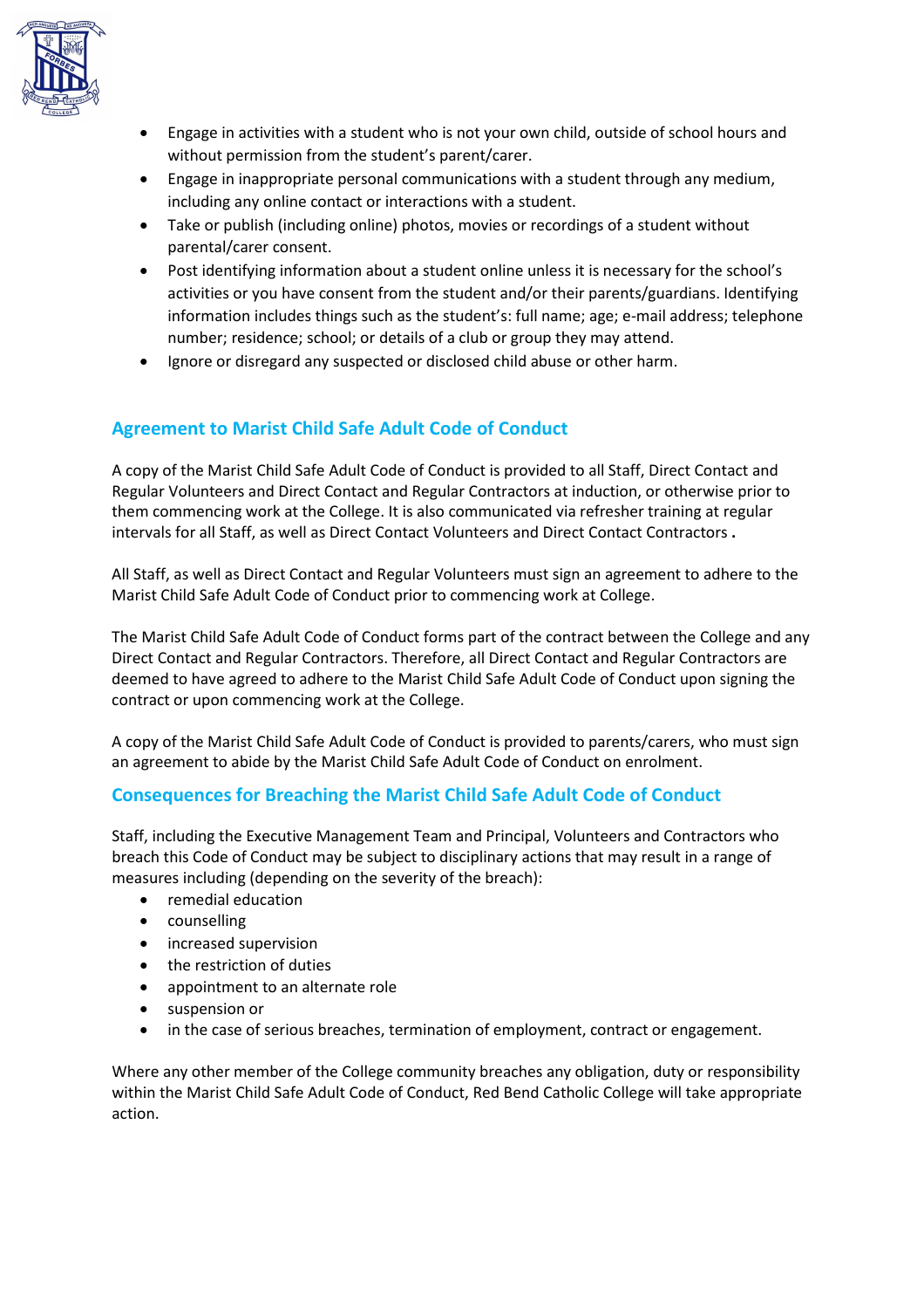- Engage in activities with a student who is not your own child, outside of school hours and without permission from the student's parent/carer.
- Engage in inappropriate personal communications with a student through any medium, including any online contact or interactions with a student.
- Take or publish (including online) photos, movies or recordings of a student without parental/carer consent.
- Post identifying information about a student online unless it is necessary for the school's activities or you have consent from the student and/or their parents/guardians. Identifying information includes things such as the student's: full name; age; e-mail address; telephone number; residence; school; or details of a club or group they may attend.
- Ignore or disregard any suspected or disclosed child abuse or other harm.

## Agreement to Marist Child Safe Adult Code of Conduct

A copy of the Marist Child Safe Adult Code of Conduct is provided to all Staff, Direct Contact and Regular Volunteers and Direct Contact and Regular Contractors at induction, or otherwise prior to them commencing work at the College. It is also communicated via refresher training at regular intervals for all Staff, as well as Direct Contact Volunteers and Direct Contact Contractors **.**

All Staff, as well as Direct Contact and Regular Volunteers must sign an agreement to adhere to the Marist Child Safe Adult Code of Conduct prior to commencing work at College.

The Marist Child Safe Adult Code of Conduct forms part of the contract between the College and any Direct Contact and Regular Contractors. Therefore, all Direct Contact and Regular Contractors are deemed to have agreed to adhere to the Marist Child Safe Adult Code of Conduct upon signing the contract or upon commencing work at the College.

A copy of the Marist Child Safe Adult Code of Conduct is provided to parents/carers, who must sign an agreement to abide by the Marist Child Safe Adult Code of Conduct on enrolment.

## Consequences for Breaching the Marist Child Safe Adult Code of Conduct

Staff, including the Executive Management Team and Principal, Volunteers and Contractors who breach this Code of Conduct may be subject to disciplinary actions that may result in a range of measures including (depending on the severity of the breach):

- remedial education
- counselling
- increased supervision
- the restriction of duties
- appointment to an alternate role
- suspension or
- in the case of serious breaches, termination of employment, contract or engagement.

Where any other member of the College community breaches any obligation, duty or responsibility within the Marist Child Safe Adult Code of Conduct, Red Bend Catholic College will take appropriate action.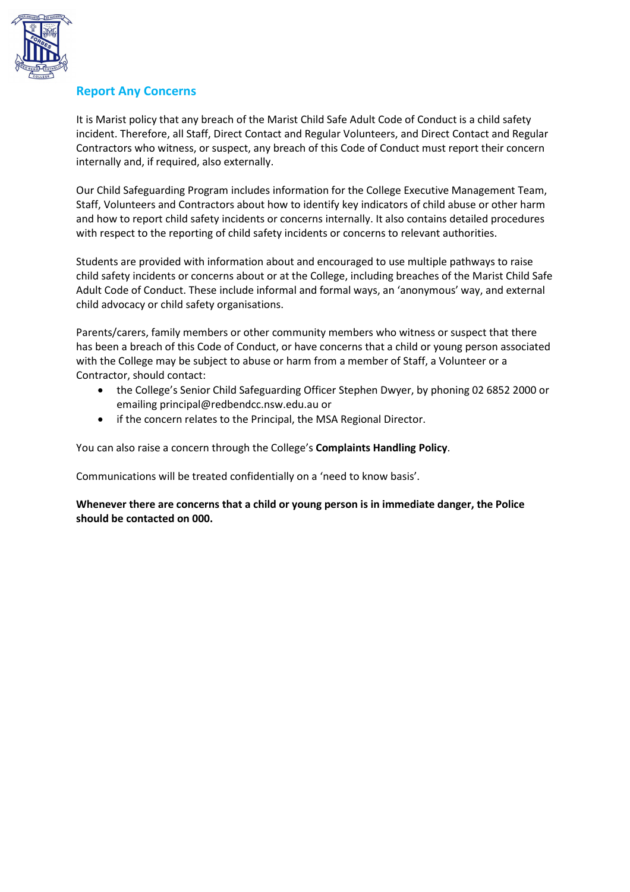## Report Any Concerns

It is Marist policy that any breach of the Marist Child Safe Adult Code of Conduct is a child safety incident. Therefore, all Staff, Direct Contact and Regular Volunteers, and Direct Contact and Regular Contractors who witness, or suspect, any breach of this Code of Conduct must report their concern internally and, if required, also externally.

Our Child Safeguarding Program includes information for the College Executive Management Team, Staff, Volunteers and Contractors about how to identify key indicators of child abuse or other harm and how to report child safety incidents or concerns internally. It also contains detailed procedures with respect to the reporting of child safety incidents or concerns to relevant authorities.

Students are provided with information about and encouraged to use multiple pathways to raise child safety incidents or concerns about or at the College, including breaches of the Marist Child Safe Adult Code of Conduct. These include informal and formal ways, an 'anonymous' way, and external child advocacy or child safety organisations.

Parents/carers, family members or other community members who witness or suspect that there has been a breach of this Code of Conduct, or have concerns that a child or young person associated with the College may be subject to abuse or harm from a member of Staff, a Volunteer or a Contractor, should contact:

- the College's Senior Child Safeguarding Officer Stephen Dwyer, by phoning 02 6852 2000 or emailing principal@redbendcc.nsw.edu.au or
- if the concern relates to the Principal, the MSA Regional Director.

You can also raise a concern through the College's **Complaints Handling Policy**.

Communications will be treated confidentially on a 'need to know basis'.

**Whenever there are concerns that a child or young person is in immediate danger, the Police should be contacted on 000.**